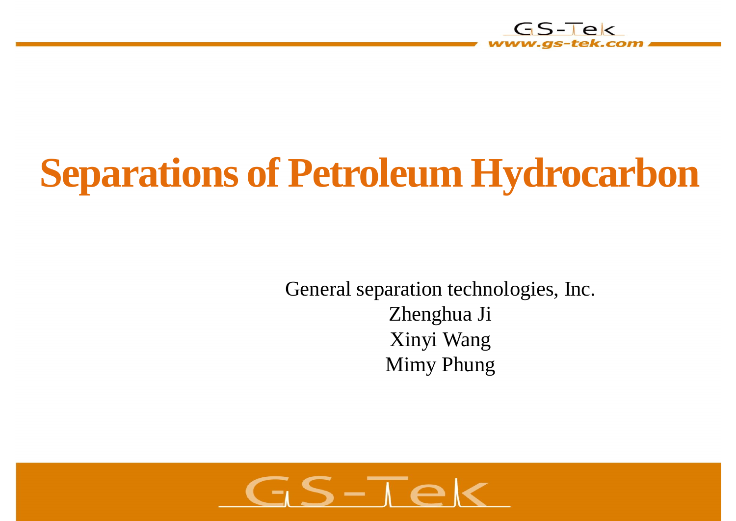# Separations of Petroleum Hydrocarbon

General separation technologies, Inc.
Zhenghua Ji
Xinyi Wang
Mimy Phung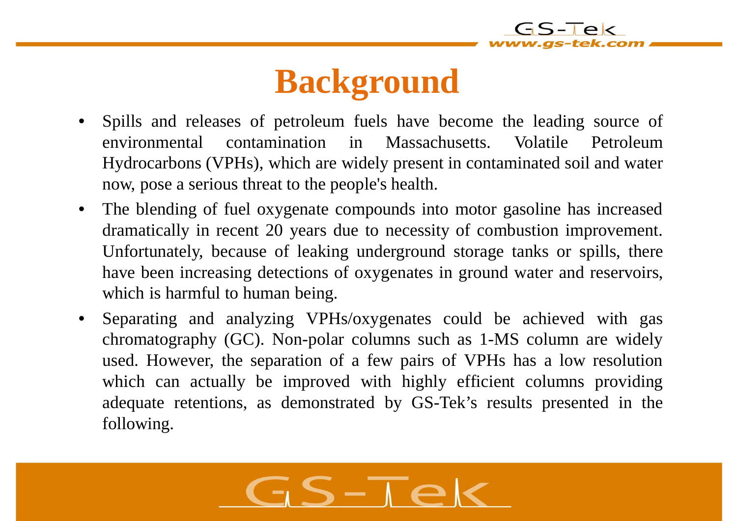# Background

- Spills and releases of petroleum fuels have become the leading source of environmental contamination in Massachusetts. Volatile Petroleum Hydrocarbons (VPHs), which are widely present in contaminated soil and water now, pose a serious threat to the people's health.
- The blending of fuel oxygenate compounds into motor gasoline has increased dramatically in recent 20 years due to necessity of combustion improvement. Unfortunately, because of leaking underground storage tanks or spills, there have been increasing detections of oxygenates in ground water and reservoirs, which is harmful to human being.
- Separating and analyzing VPHs/oxygenates could be achieved with gas chromatography (GC). Non-polar columns such as 1-MS column are widely used. However, the separation of a few pairs of VPHs has a low resolution which can actually be improved with highly efficient columns providing adequate retentions, as demonstrated by GS-Tek's results presented in the following.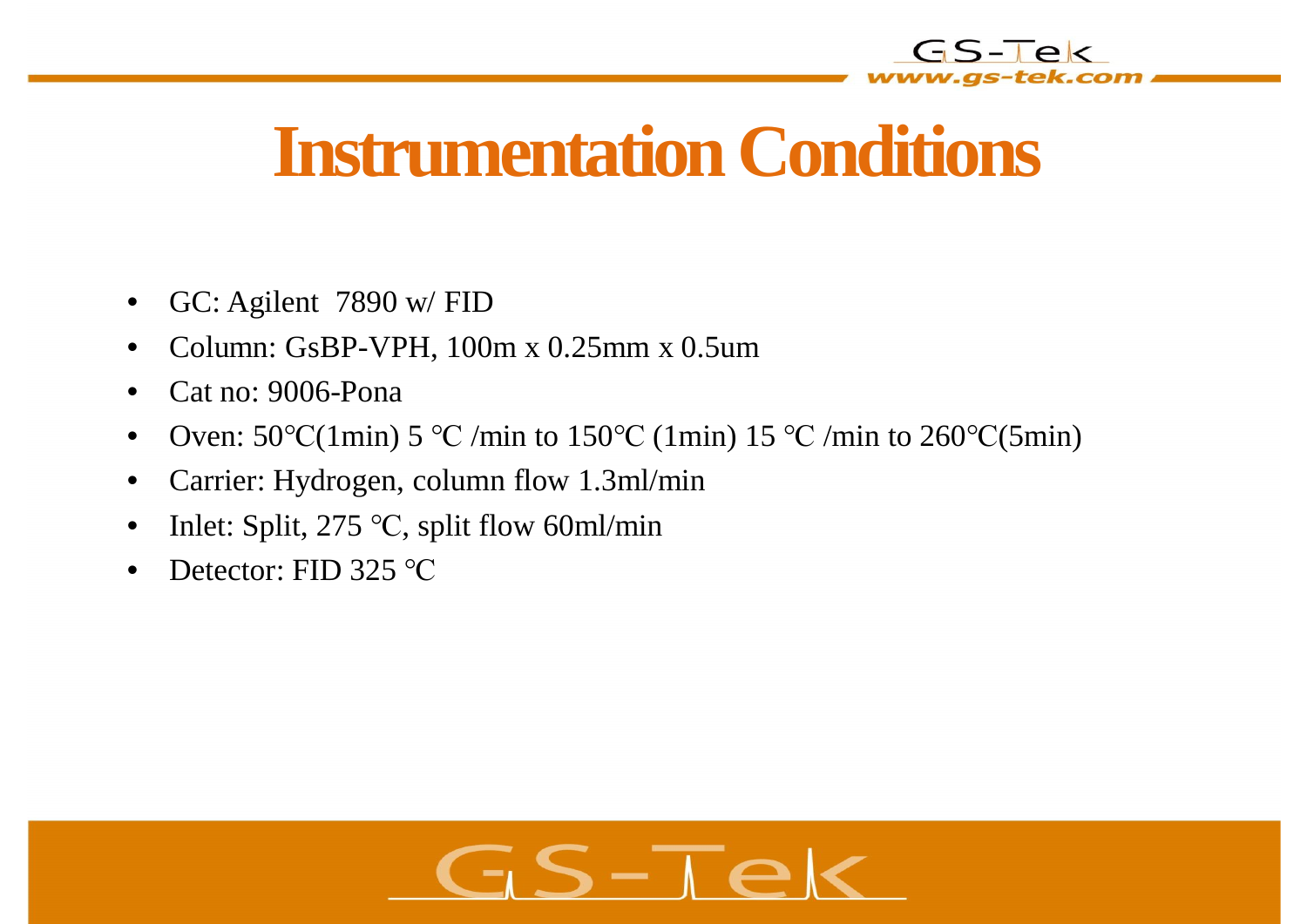# Instrumentation Conditions

- GC: Agilent 7890 w/ FID
- Column: GsBP-VPH, 100m x 0.25mm x 0.5um
- Cat no: 9006-Pona
- Oven: 50℃(1min) 5 ℃ /min to 150℃ (1min) 15 ℃ /min to 260℃(5min)
- Carrier: Hydrogen, column flow 1.3ml/min
- Inlet: Split, 275 ℃, split flow 60ml/min
- Detector: FID 325 ℃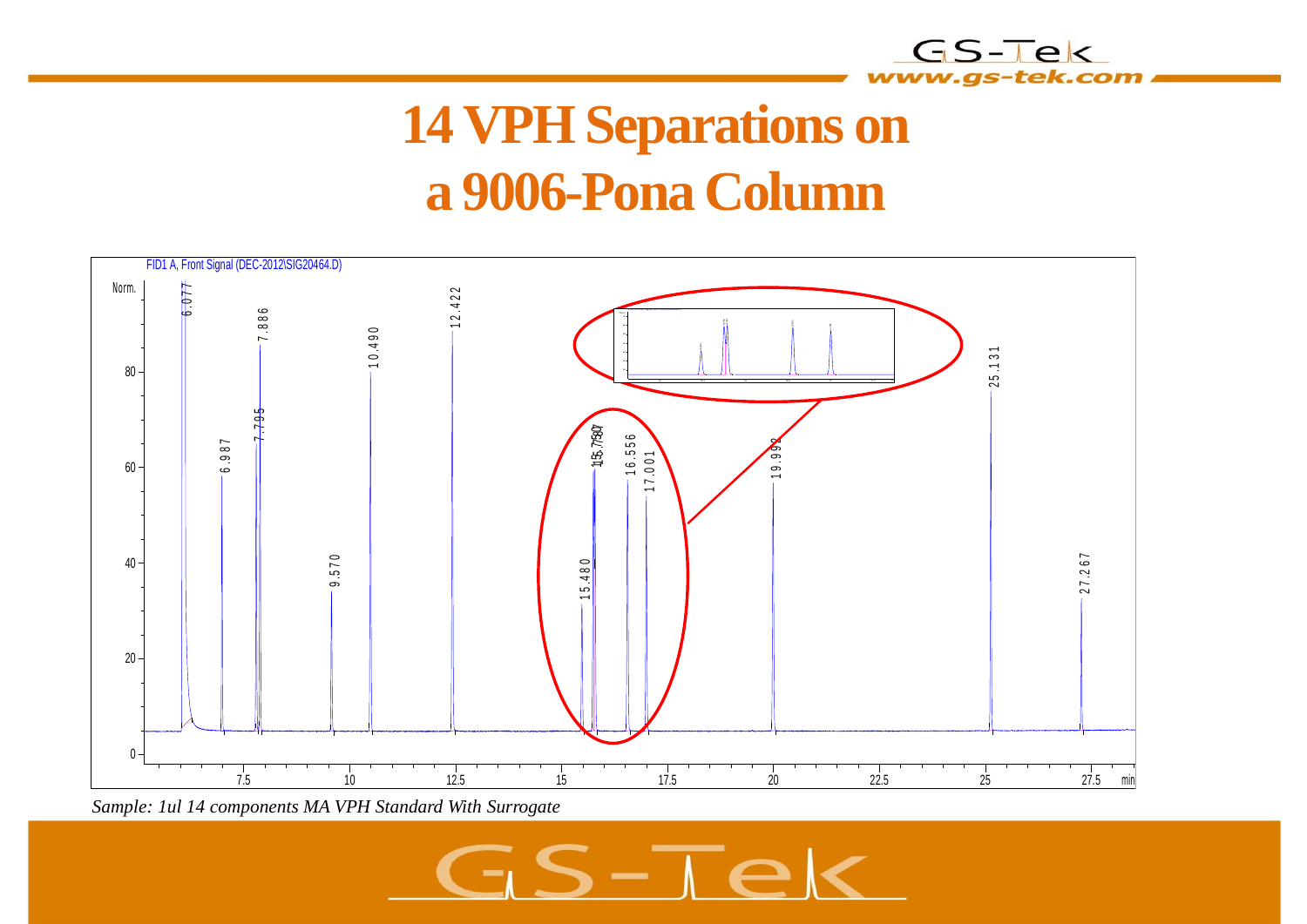# 14 VPH Separations on a 9006-Pona Column

FID1 A, Front Signal (DEC-2012\SIG20464.D)

*Sample: 1ul 14 components MA VPH Standard With Surrogate*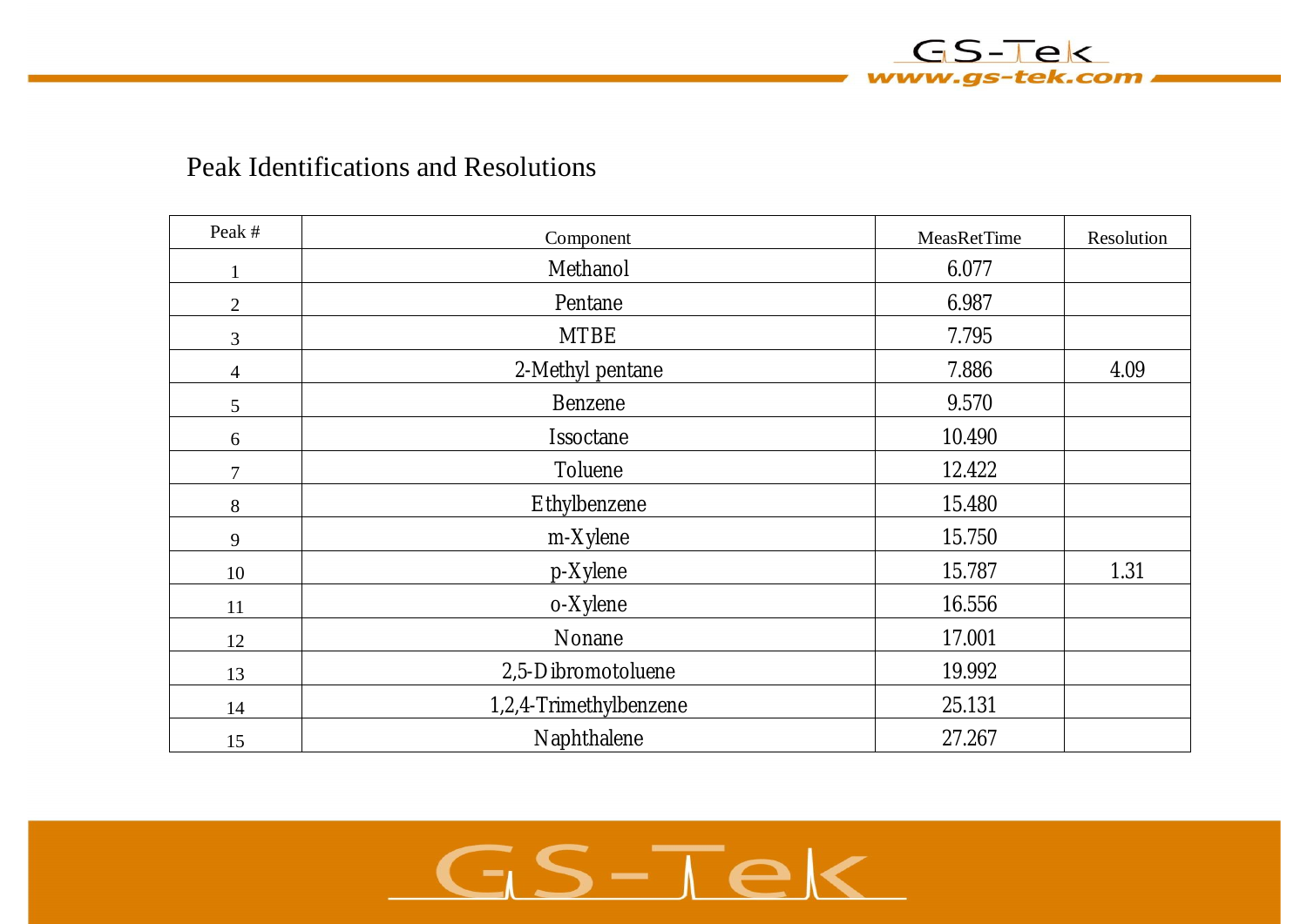## Peak Identifications and Resolutions

| Peak # | Component | MeasRetTime | Resolution |
|---|---|---|---|
| 1 | Methanol | 6.077 | |
| 2 | Pentane | 6.987 | |
| 3 | MTBE | 7.795 | |
| 4 | 2-Methyl pentane | 7.886 | 4.09 |
| 5 | Benzene | 9.570 | |
| 6 | Issoctane | 10.490 | |
| 7 | Toluene | 12.422 | |
| 8 | Ethylbenzene | 15.480 | |
| 9 | m-Xylene | 15.750 | |
| 10 | p-Xylene | 15.787 | 1.31 |
| 11 | o-Xylene | 16.556 | |
| 12 | Nonane | 17.001 | |
| 13 | 2,5-Dibromotoluene | 19.992 | |
| 14 | 1,2,4-Trimethylbenzene | 25.131 | |
| 15 | Naphthalene | 27.267 | |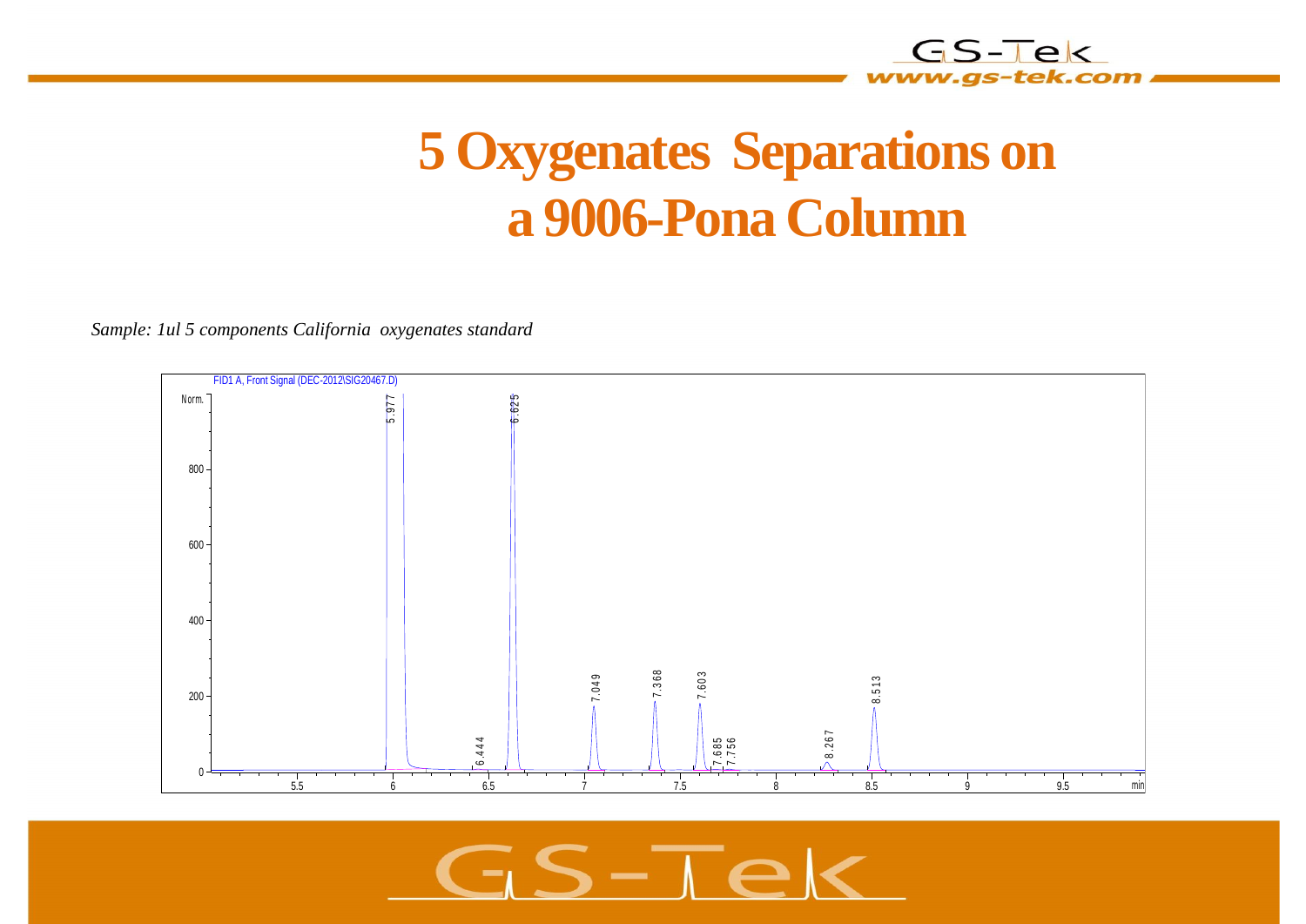# 5 Oxygenates Separations on a 9006-Pona Column

*Sample: 1ul 5 components California oxygenates standard*

FID1 A, Front Signal (DEC-2012\SIG20467.D)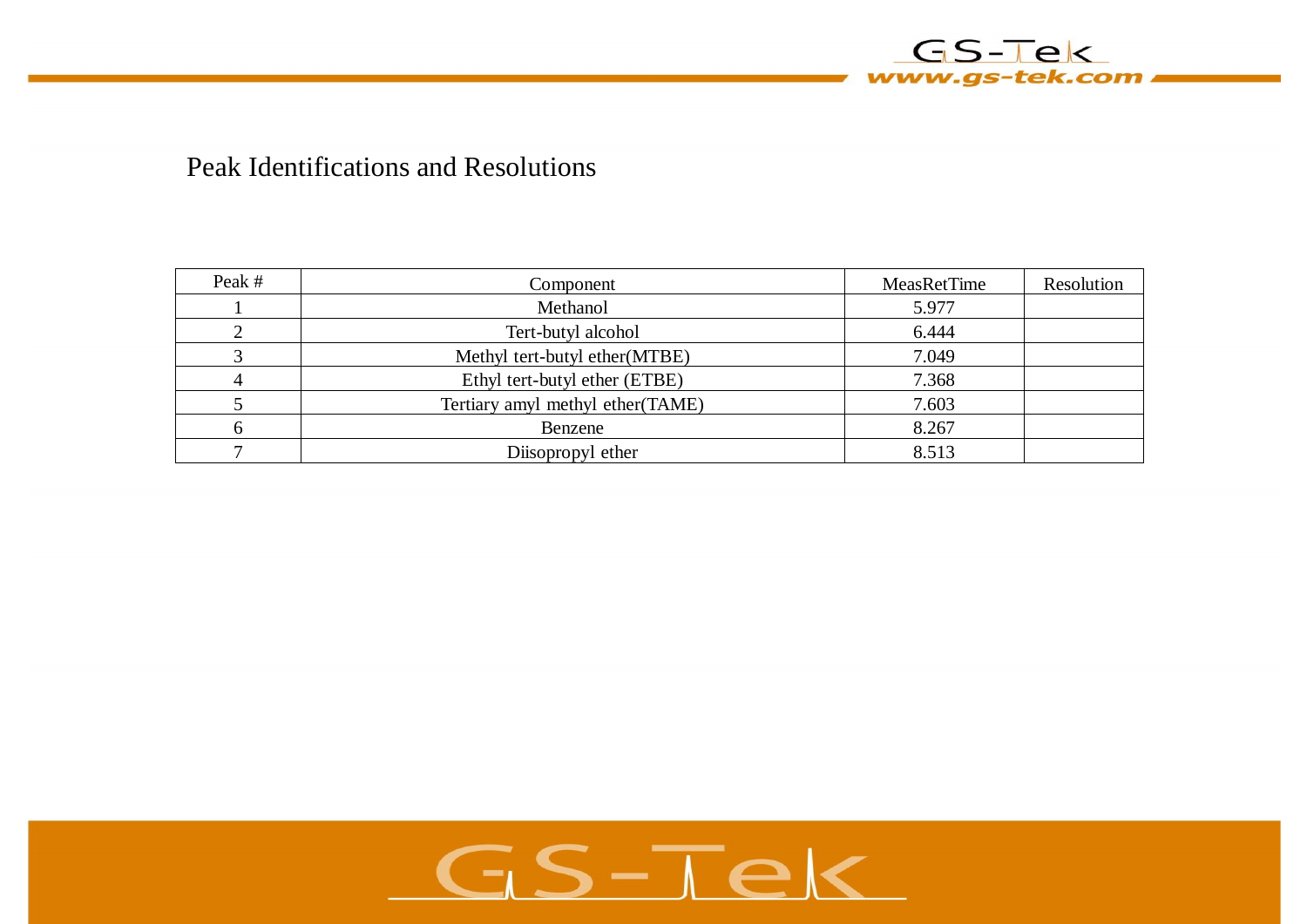## Peak Identifications and Resolutions

| Peak # | Component | MeasRetTime | Resolution |
|---|---|---|---|
| 1 | Methanol | 5.977 | |
| 2 | Tert-butyl alcohol | 6.444 | |
| 3 | Methyl tert-butyl ether(MTBE) | 7.049 | |
| 4 | Ethyl tert-butyl ether (ETBE) | 7.368 | |
| 5 | Tertiary amyl methyl ether(TAME) | 7.603 | |
| 6 | Benzene | 8.267 | |
| 7 | Diisopropyl ether | 8.513 | |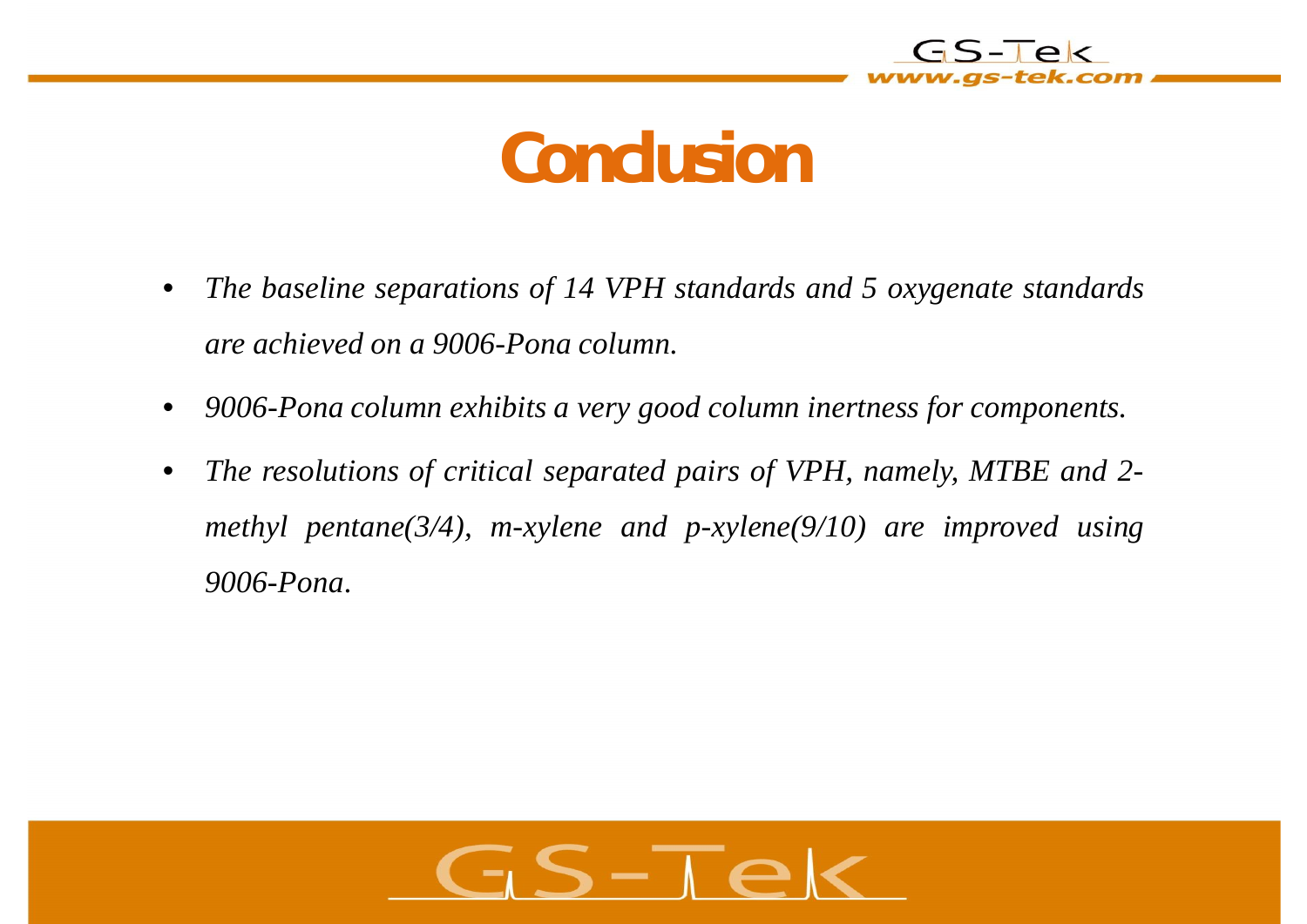# Conclusion

- *The baseline separations of 14 VPH standards and 5 oxygenate standards are achieved on a 9006-Pona column.*
- *9006-Pona column exhibits a very good column inertness for components.*
- *The resolutions of critical separated pairs of VPH, namely, MTBE and 2-methyl pentane(3/4), m-xylene and p-xylene(9/10) are improved using 9006-Pona.*